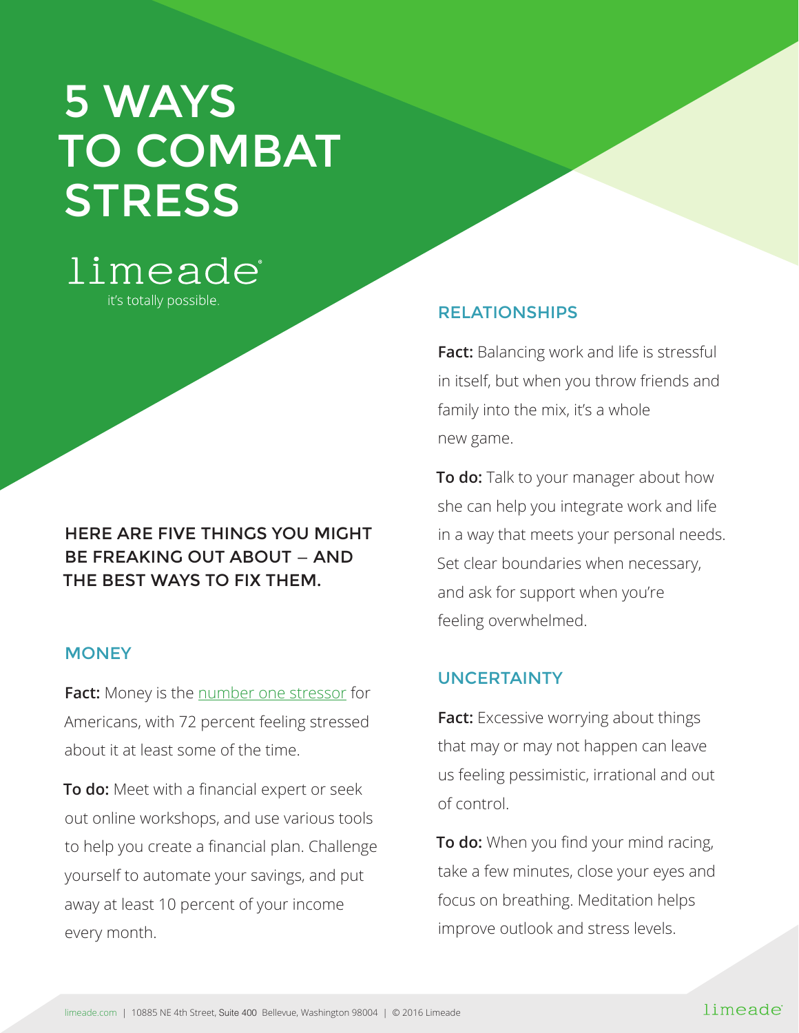# 5 WAYS TO COMBAT STRESS

limeade

it's totally possible.

## HERE ARE FIVE THINGS YOU MIGHT BE FREAKING OUT ABOUT – AND THE BEST WAYS TO FIX THEM.

### MONEY

**Fact:** Money is the number one stressor for Americans, with 72 percent feeling stressed about it at least some of the time.

**To do:** Meet with a financial expert or seek out online workshops, and use various tools to help you create a financial plan. Challenge yourself to automate your savings, and put away at least 10 percent of your income every month.

### RELATIONSHIPS

**Fact:** Balancing work and life is stressful in itself, but when you throw friends and family into the mix, it's a whole new game.

**To do:** Talk to your manager about how she can help you integrate work and life in a way that meets your personal needs. Set clear boundaries when necessary, and ask for support when you're feeling overwhelmed.

### UNCERTAINTY

**Fact:** Excessive worrying about things that may or may not happen can leave us feeling pessimistic, irrational and out of control.

**To do:** When you find your mind racing, take a few minutes, close your eyes and focus on breathing. Meditation helps improve outlook and stress levels.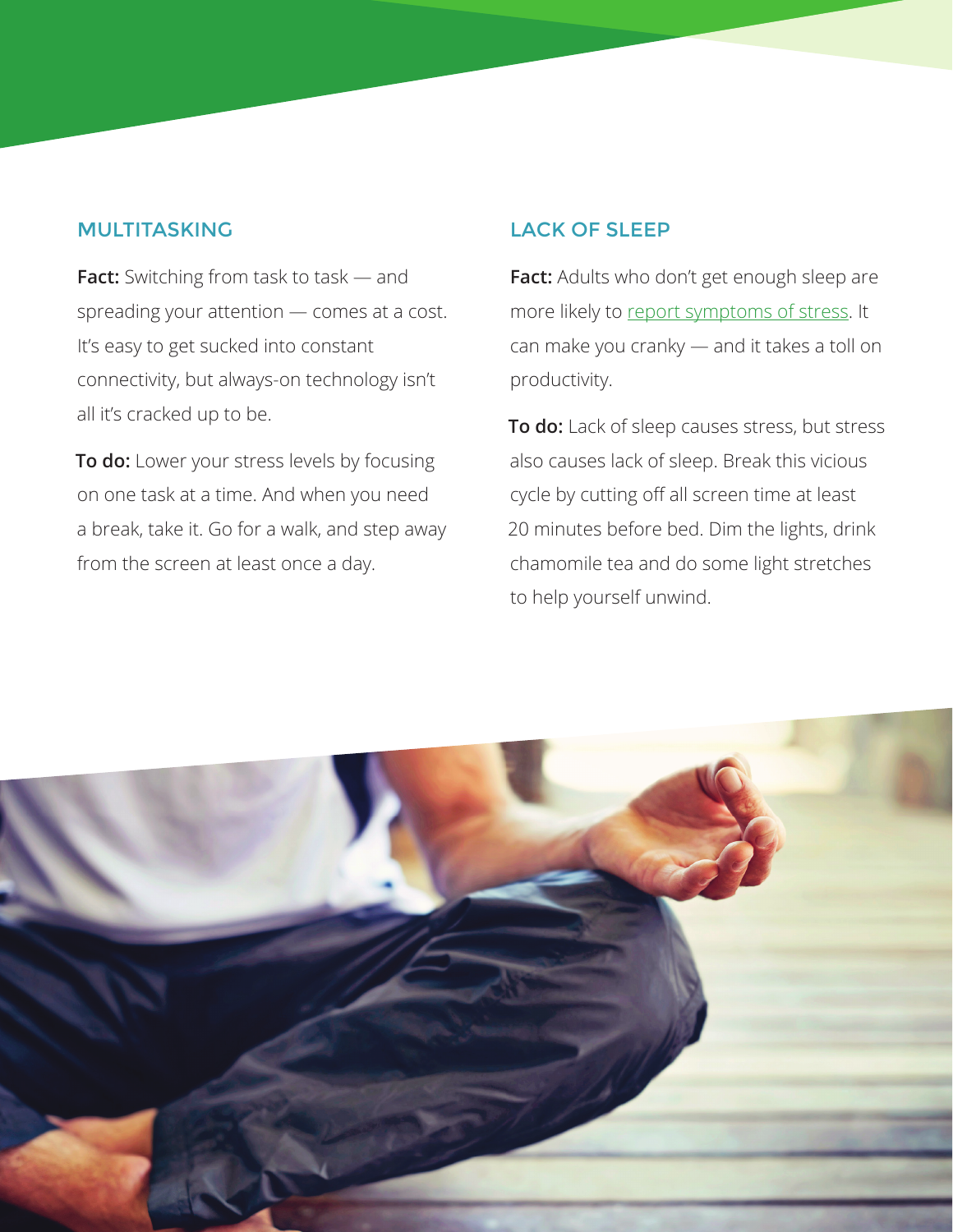## MULTITASKING

**Fact:** Switching from task to task — and spreading your attention — comes at a cost. It's easy to get sucked into constant connectivity, but always-on technology isn't all it's cracked up to be.

**To do:** Lower your stress levels by focusing on one task at a time. And when you need a break, take it. Go for a walk, and step away from the screen at least once a day.

## LACK OF SLEEP

**Fact:** Adults who don't get enough sleep are more likely to report symptoms of stress. It can make you cranky — and it takes a toll on productivity.

**To do:** Lack of sleep causes stress, but stress also causes lack of sleep. Break this vicious cycle by cutting off all screen time at least 20 minutes before bed. Dim the lights, drink chamomile tea and do some light stretches to help yourself unwind.